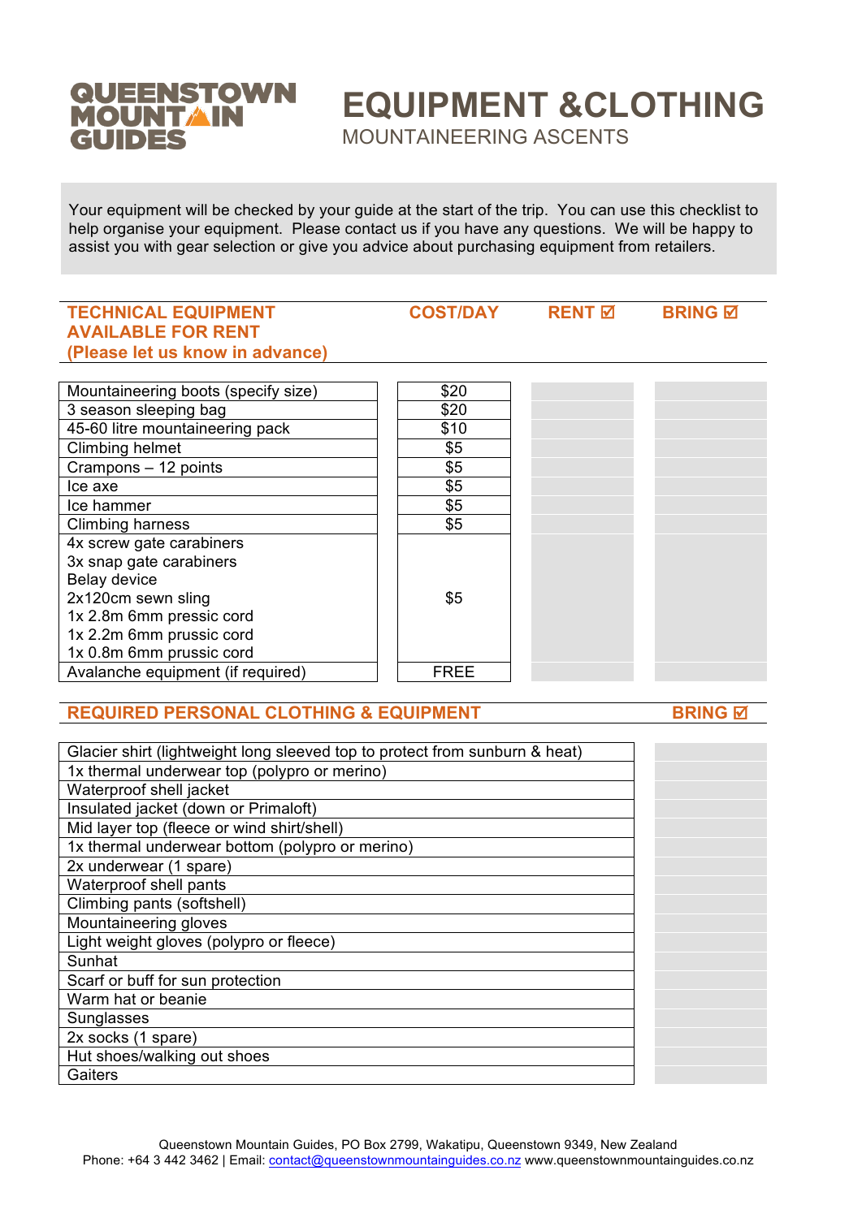# QUEENSTOWN MOUNTAIN GUIDES

# EQUIPMENT &CLOTHING

## MOUNTAINEERING ASCENTS

Your equipment will be checked by your guide at the start of the trip. You can use this checklist to help organise your equipment. Please contact us if you have any questions. We will be happy to assist you with gear selection or give you advice about purchasing equipment from retailers.

| TECHNICAL EQUIPMENT AVAILABLE FOR RENT (Please let us know in advance) | COST/DAY | RENT ☑ | BRING ☑ |
|---|---|---|---|
| Mountaineering boots (specify size) | $20 | | |
| 3 season sleeping bag | $20 | | |
| 45-60 litre mountaineering pack | $10 | | |
| Climbing helmet | $5 | | |
| Crampons – 12 points | $5 | | |
| Ice axe | $5 | | |
| Ice hammer | $5 | | |
| Climbing harness | $5 | | |
| 4x screw gate carabiners<br>3x snap gate carabiners<br>Belay device<br>2x120cm sewn sling<br>1x 2.8m 6mm pressic cord<br>1x 2.2m 6mm prussic cord<br>1x 0.8m 6mm prussic cord | $5 | | |
| Avalanche equipment (if required) | FREE | | |

| REQUIRED PERSONAL CLOTHING & EQUIPMENT | BRING ☑ |
|---|---|
| Glacier shirt (lightweight long sleeved top to protect from sunburn & heat) | |
| 1x thermal underwear top (polypro or merino) | |
| Waterproof shell jacket | |
| Insulated jacket (down or Primaloft) | |
| Mid layer top (fleece or wind shirt/shell) | |
| 1x thermal underwear bottom (polypro or merino) | |
| 2x underwear (1 spare) | |
| Waterproof shell pants | |
| Climbing pants (softshell) | |
| Mountaineering gloves | |
| Light weight gloves (polypro or fleece) | |
| Sunhat | |
| Scarf or buff for sun protection | |
| Warm hat or beanie | |
| Sunglasses | |
| 2x socks (1 spare) | |
| Hut shoes/walking out shoes | |
| Gaiters | |

Queenstown Mountain Guides, PO Box 2799, Wakatipu, Queenstown 9349, New Zealand
Phone: +64 3 442 3462 | Email: contact@queenstownmountainguides.co.nz www.queenstownmountainguides.co.nz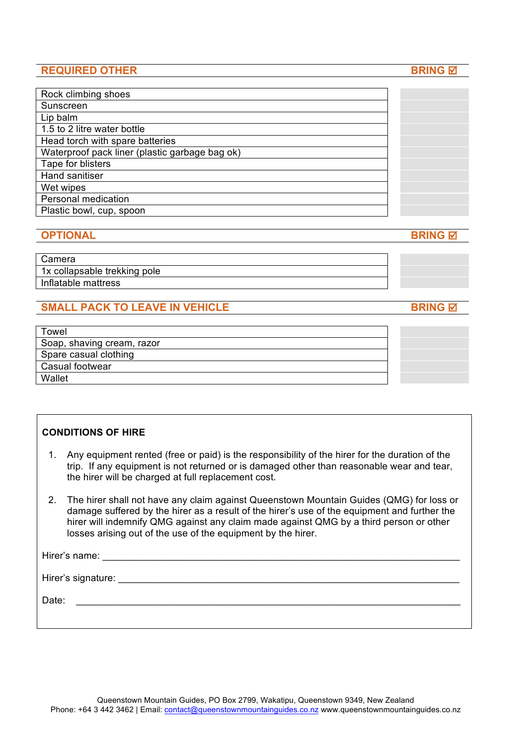| REQUIRED OTHER | BRING ☑ |
| --- | --- |
| Rock climbing shoes | |
| Sunscreen | |
| Lip balm | |
| 1.5 to 2 litre water bottle | |
| Head torch with spare batteries | |
| Waterproof pack liner (plastic garbage bag ok) | |
| Tape for blisters | |
| Hand sanitiser | |
| Wet wipes | |
| Personal medication | |
| Plastic bowl, cup, spoon | |

| OPTIONAL | BRING ☑ |
| --- | --- |
| Camera | |
| 1x collapsable trekking pole | |
| Inflatable mattress | |

| SMALL PACK TO LEAVE IN VEHICLE | BRING ☑ |
| --- | --- |
| Towel | |
| Soap, shaving cream, razor | |
| Spare casual clothing | |
| Casual footwear | |
| Wallet | |

**CONDITIONS OF HIRE**

1. Any equipment rented (free or paid) is the responsibility of the hirer for the duration of the trip. If any equipment is not returned or is damaged other than reasonable wear and tear, the hirer will be charged at full replacement cost.

2. The hirer shall not have any claim against Queenstown Mountain Guides (QMG) for loss or damage suffered by the hirer as a result of the hirer's use of the equipment and further the hirer will indemnify QMG against any claim made against QMG by a third person or other losses arising out of the use of the equipment by the hirer.

Hirer's name: ______________________________________________________________

Hirer's signature: ___________________________________________________________

Date: ______________________________________________________________________

Queenstown Mountain Guides, PO Box 2799, Wakatipu, Queenstown 9349, New Zealand
Phone: +64 3 442 3462 | Email: contact@queenstownmountainguides.co.nz www.queenstownmountainguides.co.nz